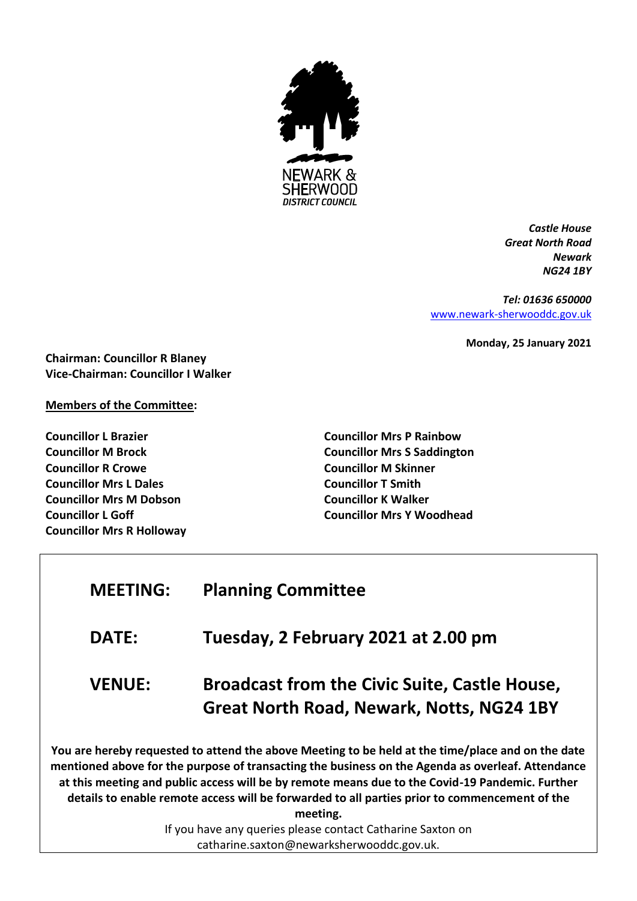NEWARK & SHERWOOD
DISTRICT COUNCIL

*Castle House*
*Great North Road*
*Newark*
*NG24 1BY*

*Tel: 01636 650000*
[www.newark-sherwooddc.gov.uk](http://www.newark-sherwooddc.gov.uk)

**Monday, 25 January 2021**

**Chairman: Councillor R Blaney**
**Vice-Chairman: Councillor I Walker**

**Members of the Committee:**

**Councillor L Brazier**
**Councillor M Brock**
**Councillor R Crowe**
**Councillor Mrs L Dales**
**Councillor Mrs M Dobson**
**Councillor L Goff**
**Councillor Mrs R Holloway**
**Councillor Mrs P Rainbow**
**Councillor Mrs S Saddington**
**Councillor M Skinner**
**Councillor T Smith**
**Councillor K Walker**
**Councillor Mrs Y Woodhead**

| | |
|---|---|
| **MEETING:** | **Planning Committee** |
| **DATE:** | **Tuesday, 2 February 2021 at 2.00 pm** |
| **VENUE:** | **Broadcast from the Civic Suite, Castle House, Great North Road, Newark, Notts, NG24 1BY** |

**You are hereby requested to attend the above Meeting to be held at the time/place and on the date mentioned above for the purpose of transacting the business on the Agenda as overleaf. Attendance at this meeting and public access will be by remote means due to the Covid-19 Pandemic. Further details to enable remote access will be forwarded to all parties prior to commencement of the meeting.**

If you have any queries please contact Catharine Saxton on catharine.saxton@newarksherwooddc.gov.uk.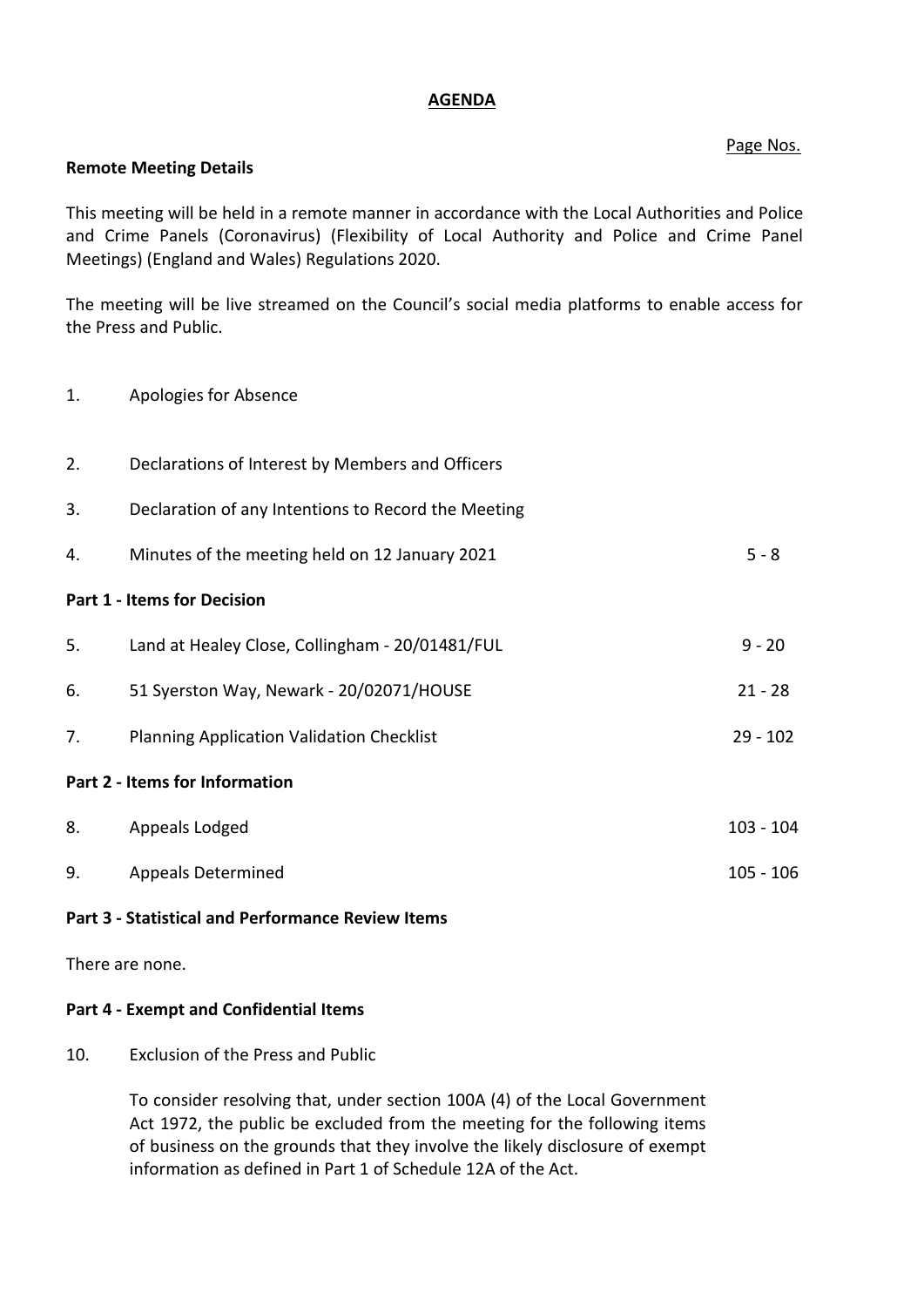# AGENDA

Page Nos.

**Remote Meeting Details**

This meeting will be held in a remote manner in accordance with the Local Authorities and Police and Crime Panels (Coronavirus) (Flexibility of Local Authority and Police and Crime Panel Meetings) (England and Wales) Regulations 2020.

The meeting will be live streamed on the Council's social media platforms to enable access for the Press and Public.

| | | |
|---|---|---|
| 1. | Apologies for Absence | |
| 2. | Declarations of Interest by Members and Officers | |
| 3. | Declaration of any Intentions to Record the Meeting | |
| 4. | Minutes of the meeting held on 12 January 2021 | 5 - 8 |

**Part 1 - Items for Decision**

| | | |
|---|---|---|
| 5. | Land at Healey Close, Collingham - 20/01481/FUL | 9 - 20 |
| 6. | 51 Syerston Way, Newark - 20/02071/HOUSE | 21 - 28 |
| 7. | Planning Application Validation Checklist | 29 - 102 |

**Part 2 - Items for Information**

| | | |
|---|---|---|
| 8. | Appeals Lodged | 103 - 104 |
| 9. | Appeals Determined | 105 - 106 |

**Part 3 - Statistical and Performance Review Items**

There are none.

**Part 4 - Exempt and Confidential Items**

10. Exclusion of the Press and Public

To consider resolving that, under section 100A (4) of the Local Government Act 1972, the public be excluded from the meeting for the following items of business on the grounds that they involve the likely disclosure of exempt information as defined in Part 1 of Schedule 12A of the Act.